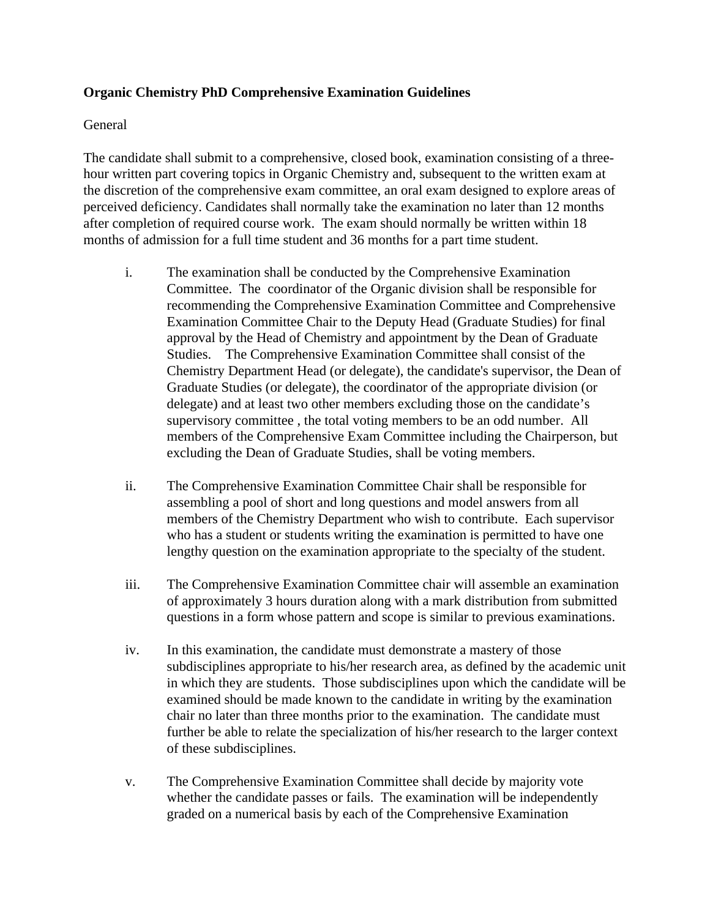**Organic Chemistry PhD Comprehensive Examination Guidelines**

General

The candidate shall submit to a comprehensive, closed book, examination consisting of a three-hour written part covering topics in Organic Chemistry and, subsequent to the written exam at the discretion of the comprehensive exam committee, an oral exam designed to explore areas of perceived deficiency. Candidates shall normally take the examination no later than 12 months after completion of required course work. The exam should normally be written within 18 months of admission for a full time student and 36 months for a part time student.

i. The examination shall be conducted by the Comprehensive Examination Committee. The coordinator of the Organic division shall be responsible for recommending the Comprehensive Examination Committee and Comprehensive Examination Committee Chair to the Deputy Head (Graduate Studies) for final approval by the Head of Chemistry and appointment by the Dean of Graduate Studies. The Comprehensive Examination Committee shall consist of the Chemistry Department Head (or delegate), the candidate's supervisor, the Dean of Graduate Studies (or delegate), the coordinator of the appropriate division (or delegate) and at least two other members excluding those on the candidate's supervisory committee , the total voting members to be an odd number. All members of the Comprehensive Exam Committee including the Chairperson, but excluding the Dean of Graduate Studies, shall be voting members.

ii. The Comprehensive Examination Committee Chair shall be responsible for assembling a pool of short and long questions and model answers from all members of the Chemistry Department who wish to contribute. Each supervisor who has a student or students writing the examination is permitted to have one lengthy question on the examination appropriate to the specialty of the student.

iii. The Comprehensive Examination Committee chair will assemble an examination of approximately 3 hours duration along with a mark distribution from submitted questions in a form whose pattern and scope is similar to previous examinations.

iv. In this examination, the candidate must demonstrate a mastery of those subdisciplines appropriate to his/her research area, as defined by the academic unit in which they are students. Those subdisciplines upon which the candidate will be examined should be made known to the candidate in writing by the examination chair no later than three months prior to the examination. The candidate must further be able to relate the specialization of his/her research to the larger context of these subdisciplines.

v. The Comprehensive Examination Committee shall decide by majority vote whether the candidate passes or fails. The examination will be independently graded on a numerical basis by each of the Comprehensive Examination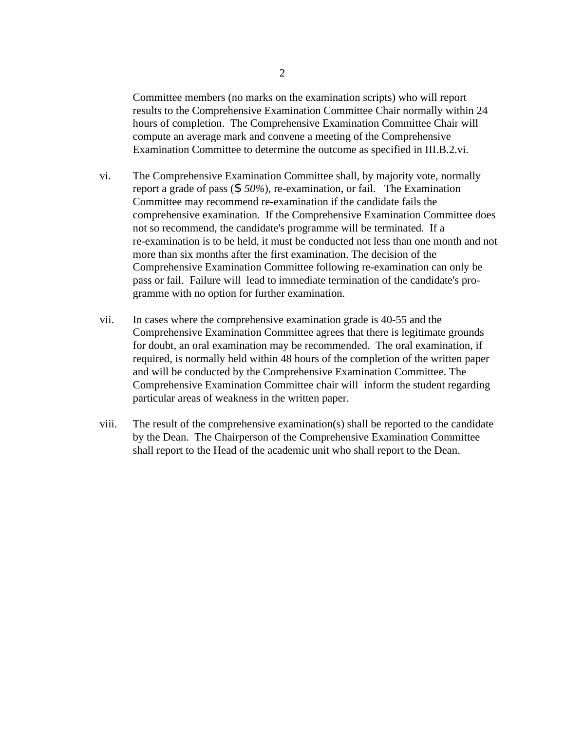Committee members (no marks on the examination scripts) who will report results to the Comprehensive Examination Committee Chair normally within 24 hours of completion. The Comprehensive Examination Committee Chair will compute an average mark and convene a meeting of the Comprehensive Examination Committee to determine the outcome as specified in III.B.2.vi.

vi. The Comprehensive Examination Committee shall, by majority vote, normally report a grade of pass ($ *50%*), re-examination, or fail. The Examination Committee may recommend re-examination if the candidate fails the comprehensive examination. If the Comprehensive Examination Committee does not so recommend, the candidate's programme will be terminated. If a re-examination is to be held, it must be conducted not less than one month and not more than six months after the first examination. The decision of the Comprehensive Examination Committee following re-examination can only be pass or fail. Failure will lead to immediate termination of the candidate's programme with no option for further examination.

vii. In cases where the comprehensive examination grade is 40-55 and the Comprehensive Examination Committee agrees that there is legitimate grounds for doubt, an oral examination may be recommended. The oral examination, if required, is normally held within 48 hours of the completion of the written paper and will be conducted by the Comprehensive Examination Committee. The Comprehensive Examination Committee chair will inform the student regarding particular areas of weakness in the written paper.

viii. The result of the comprehensive examination(s) shall be reported to the candidate by the Dean. The Chairperson of the Comprehensive Examination Committee shall report to the Head of the academic unit who shall report to the Dean.